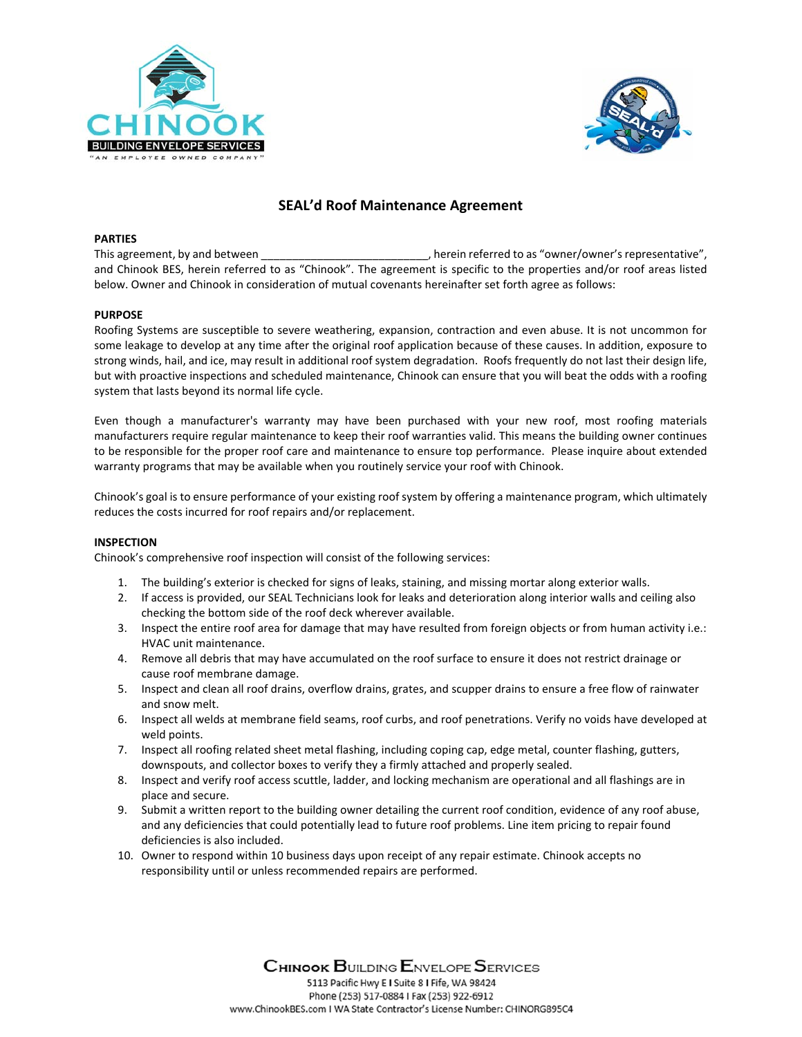# SEAL'd Roof Maintenance Agreement

**PARTIES**

This agreement, by and between ___________________________, herein referred to as "owner/owner's representative", and Chinook BES, herein referred to as "Chinook". The agreement is specific to the properties and/or roof areas listed below. Owner and Chinook in consideration of mutual covenants hereinafter set forth agree as follows:

**PURPOSE**

Roofing Systems are susceptible to severe weathering, expansion, contraction and even abuse. It is not uncommon for some leakage to develop at any time after the original roof application because of these causes. In addition, exposure to strong winds, hail, and ice, may result in additional roof system degradation. Roofs frequently do not last their design life, but with proactive inspections and scheduled maintenance, Chinook can ensure that you will beat the odds with a roofing system that lasts beyond its normal life cycle.

Even though a manufacturer's warranty may have been purchased with your new roof, most roofing materials manufacturers require regular maintenance to keep their roof warranties valid. This means the building owner continues to be responsible for the proper roof care and maintenance to ensure top performance. Please inquire about extended warranty programs that may be available when you routinely service your roof with Chinook.

Chinook's goal is to ensure performance of your existing roof system by offering a maintenance program, which ultimately reduces the costs incurred for roof repairs and/or replacement.

**INSPECTION**

Chinook's comprehensive roof inspection will consist of the following services:

1. The building's exterior is checked for signs of leaks, staining, and missing mortar along exterior walls.
2. If access is provided, our SEAL Technicians look for leaks and deterioration along interior walls and ceiling also checking the bottom side of the roof deck wherever available.
3. Inspect the entire roof area for damage that may have resulted from foreign objects or from human activity i.e.: HVAC unit maintenance.
4. Remove all debris that may have accumulated on the roof surface to ensure it does not restrict drainage or cause roof membrane damage.
5. Inspect and clean all roof drains, overflow drains, grates, and scupper drains to ensure a free flow of rainwater and snow melt.
6. Inspect all welds at membrane field seams, roof curbs, and roof penetrations. Verify no voids have developed at weld points.
7. Inspect all roofing related sheet metal flashing, including coping cap, edge metal, counter flashing, gutters, downspouts, and collector boxes to verify they a firmly attached and properly sealed.
8. Inspect and verify roof access scuttle, ladder, and locking mechanism are operational and all flashings are in place and secure.
9. Submit a written report to the building owner detailing the current roof condition, evidence of any roof abuse, and any deficiencies that could potentially lead to future roof problems. Line item pricing to repair found deficiencies is also included.
10. Owner to respond within 10 business days upon receipt of any repair estimate. Chinook accepts no responsibility until or unless recommended repairs are performed.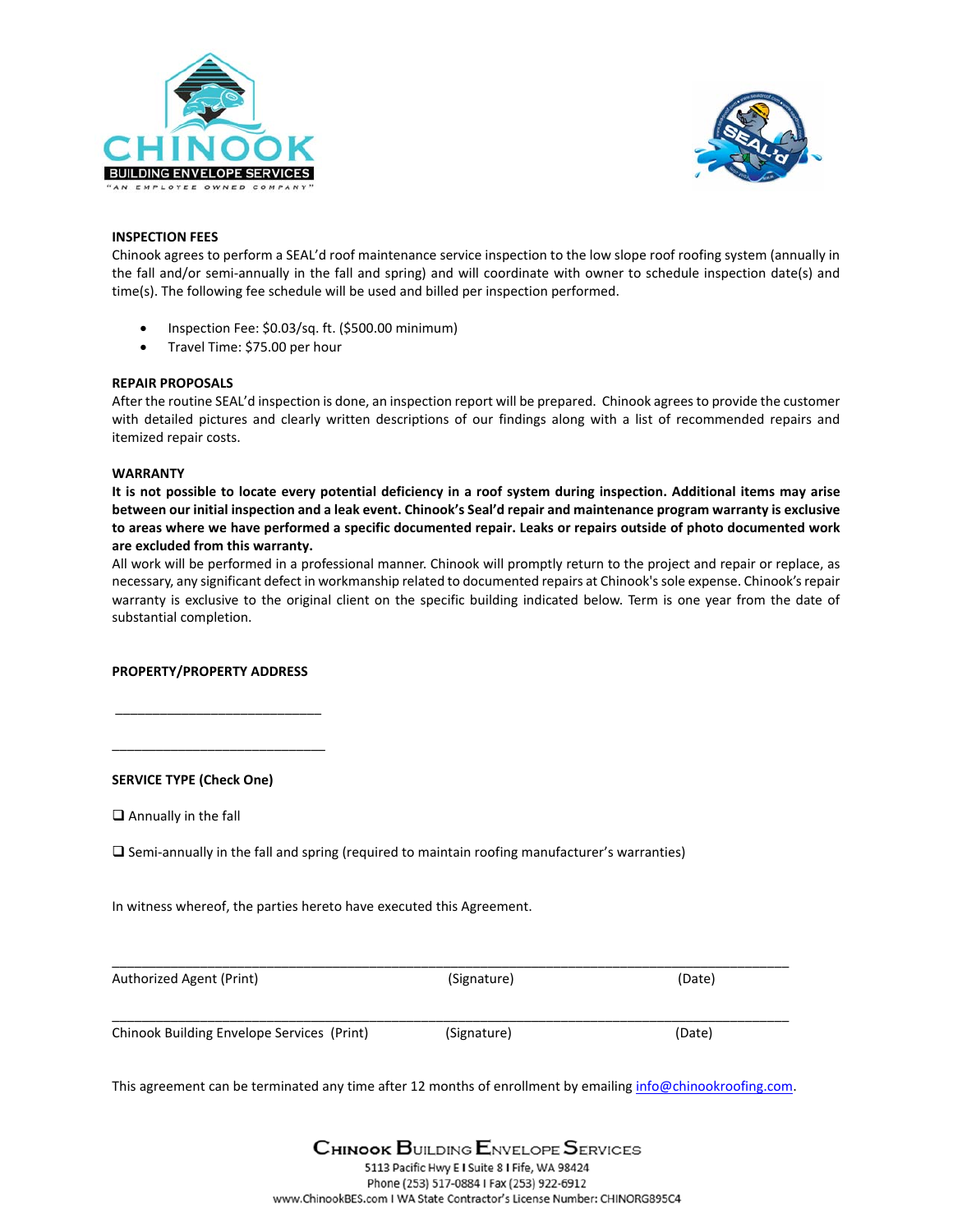**INSPECTION FEES**

Chinook agrees to perform a SEAL'd roof maintenance service inspection to the low slope roof roofing system (annually in the fall and/or semi-annually in the fall and spring) and will coordinate with owner to schedule inspection date(s) and time(s). The following fee schedule will be used and billed per inspection performed.

- Inspection Fee: $0.03/sq. ft. ($500.00 minimum)
- Travel Time: $75.00 per hour

**REPAIR PROPOSALS**

After the routine SEAL'd inspection is done, an inspection report will be prepared. Chinook agrees to provide the customer with detailed pictures and clearly written descriptions of our findings along with a list of recommended repairs and itemized repair costs.

**WARRANTY**

**It is not possible to locate every potential deficiency in a roof system during inspection. Additional items may arise between our initial inspection and a leak event. Chinook's Seal'd repair and maintenance program warranty is exclusive to areas where we have performed a specific documented repair. Leaks or repairs outside of photo documented work are excluded from this warranty.**

All work will be performed in a professional manner. Chinook will promptly return to the project and repair or replace, as necessary, any significant defect in workmanship related to documented repairs at Chinook's sole expense. Chinook's repair warranty is exclusive to the original client on the specific building indicated below. Term is one year from the date of substantial completion.

**PROPERTY/PROPERTY ADDRESS**

______________________________

______________________________

**SERVICE TYPE (Check One)**

❑ Annually in the fall

❑ Semi-annually in the fall and spring (required to maintain roofing manufacturer's warranties)

In witness whereof, the parties hereto have executed this Agreement.

______________________________________________________________________________

Authorized Agent (Print) (Signature) (Date)

______________________________________________________________________________

Chinook Building Envelope Services (Print) (Signature) (Date)

This agreement can be terminated any time after 12 months of enrollment by emailing info@chinookroofing.com.

Chinook Building Envelope Services
5113 Pacific Hwy E I Suite 8 I Fife, WA 98424
Phone (253) 517-0884 I Fax (253) 922-6912
www.ChinookBES.com I WA State Contractor's License Number: CHINORG895C4